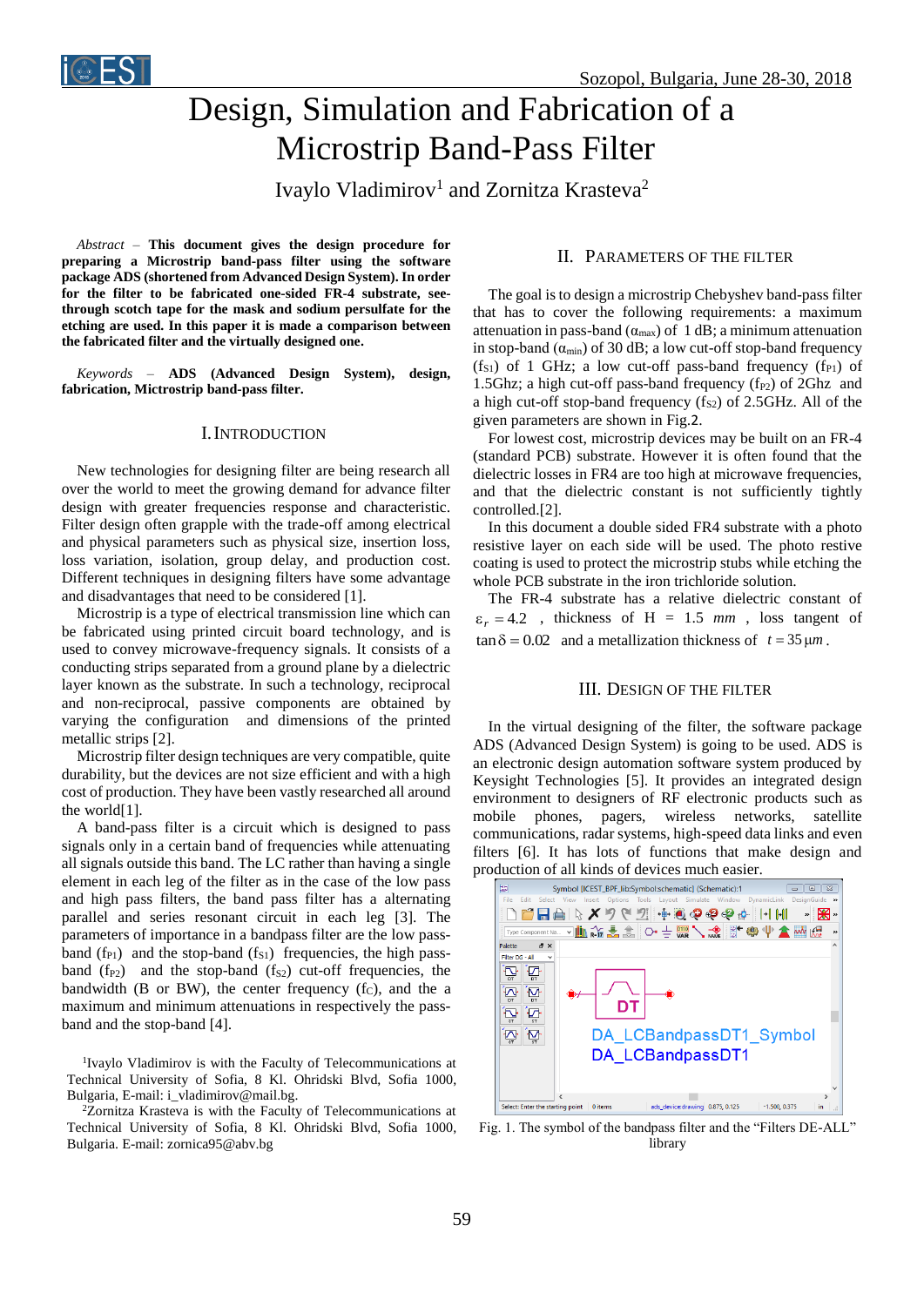# Design, Simulation and Fabrication of a Microstrip Band-Pass Filter

Ivaylo Vladimirov[1] and Zornitza Krasteva[2]

*Abstract* – **This document gives the design procedure for preparing a Microstrip band-pass filter using the software package ADS (shortened from Advanced Design System). In order for the filter to be fabricated one-sided FR-4 substrate, see-through scotch tape for the mask and sodium persulfate for the etching are used. In this paper it is made a comparison between the fabricated filter and the virtually designed one.**

*Keywords* – **ADS (Advanced Design System), design, fabrication, Mictrostrip band-pass filter.**

## I. Introduction

New technologies for designing filter are being research all over the world to meet the growing demand for advance filter design with greater frequencies response and characteristic. Filter design often grapple with the trade-off among electrical and physical parameters such as physical size, insertion loss, loss variation, isolation, group delay, and production cost. Different techniques in designing filters have some advantage and disadvantages that need to be considered [1].

Microstrip is a type of electrical transmission line which can be fabricated using printed circuit board technology, and is used to convey microwave-frequency signals. It consists of a conducting strips separated from a ground plane by a dielectric layer known as the substrate. In such a technology, reciprocal and non-reciprocal, passive components are obtained by varying the configuration and dimensions of the printed metallic strips [2].

Microstrip filter design techniques are very compatible, quite durability, but the devices are not size efficient and with a high cost of production. They have been vastly researched all around the world[1].

A band-pass filter is a circuit which is designed to pass signals only in a certain band of frequencies while attenuating all signals outside this band. The LC rather than having a single element in each leg of the filter as in the case of the low pass and high pass filters, the band pass filter has a alternating parallel and series resonant circuit in each leg [3]. The parameters of importance in a bandpass filter are the low pass-band ($f_{P1}$) and the stop-band ($f_{S1}$) frequencies, the high pass-band ($f_{P2}$) and the stop-band ($f_{S2}$) cut-off frequencies, the bandwidth (B or BW), the center frequency ($f_C$), and the a maximum and minimum attenuations in respectively the pass-band and the stop-band [4].

[1]Ivaylo Vladimirov is with the Faculty of Telecommunications at Technical University of Sofia, 8 Kl. Ohridski Blvd, Sofia 1000, Bulgaria, E-mail: i_vladimirov@mail.bg.

[2]Zornitza Krasteva is with the Faculty of Telecommunications at Technical University of Sofia, 8 Kl. Ohridski Blvd, Sofia 1000, Bulgaria. E-mail: zornica95@abv.bg

## II. Parameters of the Filter

The goal is to design a microstrip Chebyshev band-pass filter that has to cover the following requirements: a maximum attenuation in pass-band ($\alpha_{max}$) of 1 dB; a minimum attenuation in stop-band ($\alpha_{min}$) of 30 dB; a low cut-off stop-band frequency ($f_{S1}$) of 1 GHz; a low cut-off pass-band frequency ($f_{P1}$) of 1.5Ghz; a high cut-off pass-band frequency ($f_{P2}$) of 2Ghz and a high cut-off stop-band frequency ($f_{S2}$) of 2.5GHz. All of the given parameters are shown in Fig.2.

For lowest cost, microstrip devices may be built on an FR-4 (standard PCB) substrate. However it is often found that the dielectric losses in FR4 are too high at microwave frequencies, and that the dielectric constant is not sufficiently tightly controlled.[2].

In this document a double sided FR4 substrate with a photo resistive layer on each side will be used. The photo restive coating is used to protect the microstrip stubs while etching the whole PCB substrate in the iron trichloride solution.

The FR-4 substrate has a relative dielectric constant of $\varepsilon_r = 4.2$, thickness of H = 1.5 $mm$, loss tangent of $\tan\delta = 0.02$ and a metallization thickness of $t = 35\,\mu m$.

## III. Design of the Filter

In the virtual designing of the filter, the software package ADS (Advanced Design System) is going to be used. ADS is an electronic design automation software system produced by Keysight Technologies [5]. It provides an integrated design environment to designers of RF electronic products such as mobile phones, pagers, wireless networks, satellite communications, radar systems, high-speed data links and even filters [6]. It has lots of functions that make design and production of all kinds of devices much easier.

Fig. 1. The symbol of the bandpass filter and the "Filters DE-ALL" library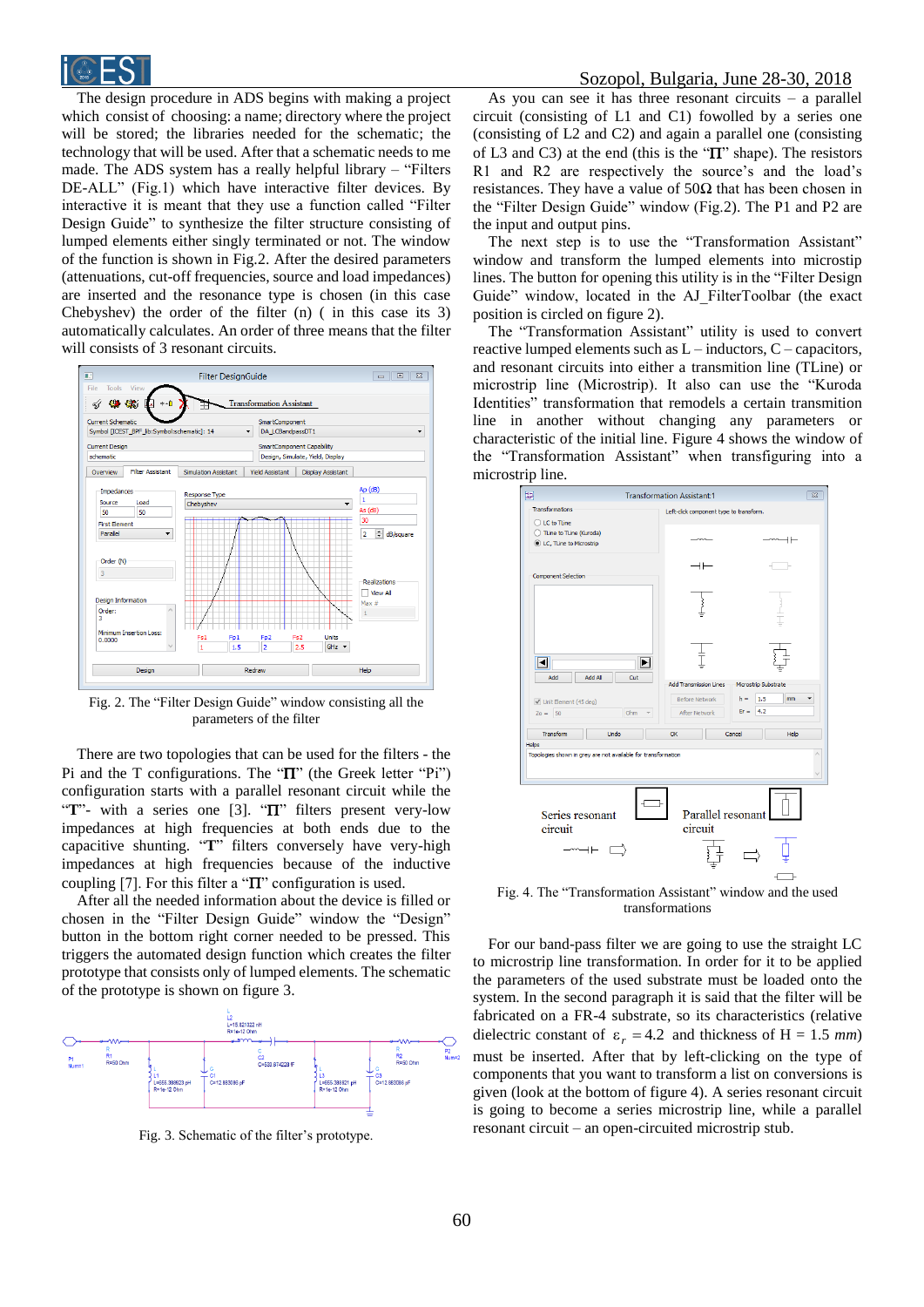The design procedure in ADS begins with making a project which consist of choosing: a name; directory where the project will be stored; the libraries needed for the schematic; the technology that will be used. After that a schematic needs to me made. The ADS system has a really helpful library – "Filters DE-ALL" (Fig.1) which have interactive filter devices. By interactive it is meant that they use a function called "Filter Design Guide" to synthesize the filter structure consisting of lumped elements either singly terminated or not. The window of the function is shown in Fig.2. After the desired parameters (attenuations, cut-off frequencies, source and load impedances) are inserted and the resonance type is chosen (in this case Chebyshev) the order of the filter (n) ( in this case its 3) automatically calculates. An order of three means that the filter will consists of 3 resonant circuits.

Fig. 2. The "Filter Design Guide" window consisting all the parameters of the filter

There are two topologies that can be used for the filters - the Pi and the T configurations. The "Π" (the Greek letter "Pi") configuration starts with a parallel resonant circuit while the "T"- with a series one [3]. "Π" filters present very-low impedances at high frequencies at both ends due to the capacitive shunting. "T" filters conversely have very-high impedances at high frequencies because of the inductive coupling [7]. For this filter a "Π" configuration is used.

After all the needed information about the device is filled or chosen in the "Filter Design Guide" window the "Design" button in the bottom right corner needed to be pressed. This triggers the automated design function which creates the filter prototype that consists only of lumped elements. The schematic of the prototype is shown on figure 3.

Fig. 3. Schematic of the filter's prototype.

As you can see it has three resonant circuits – a parallel circuit (consisting of L1 and C1) fowolled by a series one (consisting of L2 and C2) and again a parallel one (consisting of L3 and C3) at the end (this is the "Π" shape). The resistors R1 and R2 are respectively the source's and the load's resistances. They have a value of 50Ω that has been chosen in the "Filter Design Guide" window (Fig.2). The P1 and P2 are the input and output pins.

The next step is to use the "Transformation Assistant" window and transform the lumped elements into microstrip lines. The button for opening this utility is in the "Filter Design Guide" window, located in the AJ_FilterToolbar (the exact position is circled on figure 2).

The "Transformation Assistant" utility is used to convert reactive lumped elements such as L – inductors, C – capacitors, and resonant circuits into either a transmition line (TLine) or microstrip line (Microstrip). It also can use the "Kuroda Identities" transformation that remodels a certain transmition line in another without changing any parameters or characteristic of the initial line. Figure 4 shows the window of the "Transformation Assistant" when transfiguring into a microstrip line.

Fig. 4. The "Transformation Assistant" window and the used transformations

For our band-pass filter we are going to use the straight LC to microstrip line transformation. In order for it to be applied the parameters of the used substrate must be loaded onto the system. In the second paragraph it is said that the filter will be fabricated on a FR-4 substrate, so its characteristics (relative dielectric constant of $\varepsilon_r = 4.2$ and thickness of H = 1.5 *mm*) must be inserted. After that by left-clicking on the type of components that you want to transform a list on conversions is given (look at the bottom of figure 4). A series resonant circuit is going to become a series microstrip line, while a parallel resonant circuit – an open-circuited microstrip stub.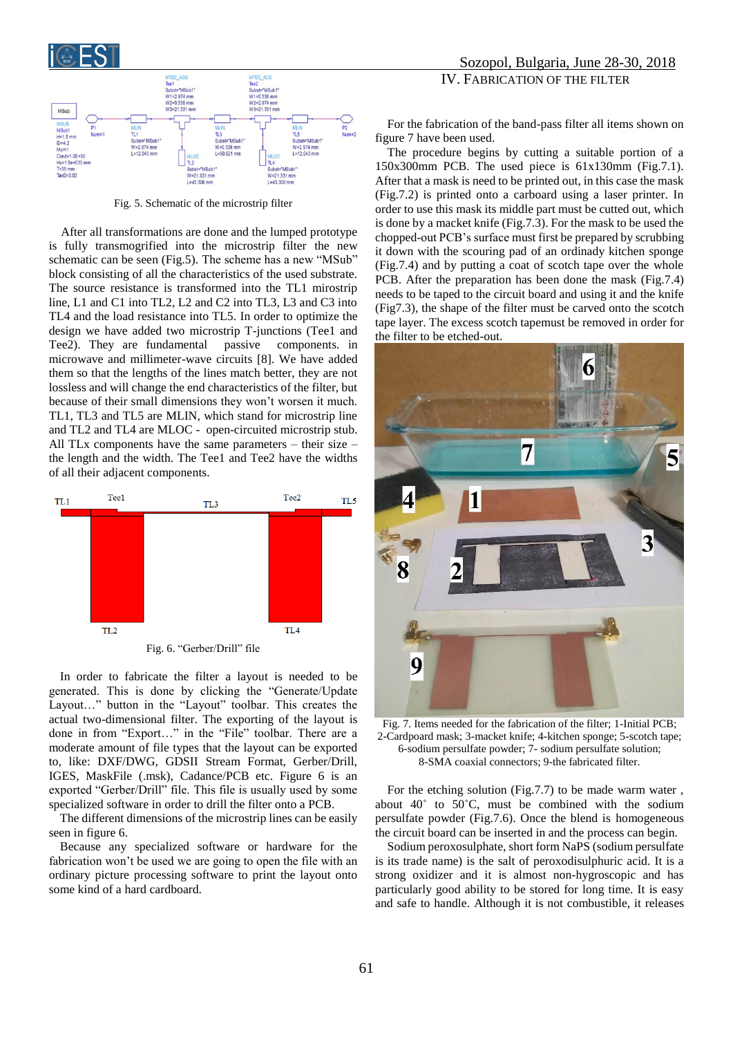Fig. 5. Schematic of the microstrip filter

After all transformations are done and the lumped prototype is fully transmogrified into the microstrip filter the new schematic can be seen (Fig.5). The scheme has a new "MSub" block consisting of all the characteristics of the used substrate. The source resistance is transformed into the TL1 mirostrip line, L1 and C1 into TL2, L2 and C2 into TL3, L3 and C3 into TL4 and the load resistance into TL5. In order to optimize the design we have added two microstrip T-junctions (Tee1 and Tee2). They are fundamental passive components. in microwave and millimeter-wave circuits [8]. We have added them so that the lengths of the lines match better, they are not lossless and will change the end characteristics of the filter, but because of their small dimensions they won't worsen it much. TL1, TL3 and TL5 are MLIN, which stand for microstrip line and TL2 and TL4 are MLOC - open-circuited microstrip stub. All TLx components have the same parameters – their size – the length and the width. The Tee1 and Tee2 have the widths of all their adjacent components.

Fig. 6. "Gerber/Drill" file

In order to fabricate the filter a layout is needed to be generated. This is done by clicking the "Generate/Update Layout…" button in the "Layout" toolbar. This creates the actual two-dimensional filter. The exporting of the layout is done in from "Export…" in the "File" toolbar. There are a moderate amount of file types that the layout can be exported to, like: DXF/DWG, GDSII Stream Format, Gerber/Drill, IGES, MaskFile (.msk), Cadance/PCB etc. Figure 6 is an exported "Gerber/Drill" file. This file is usually used by some specialized software in order to drill the filter onto a PCB.

The different dimensions of the microstrip lines can be easily seen in figure 6.

Because any specialized software or hardware for the fabrication won't be used we are going to open the file with an ordinary picture processing software to print the layout onto some kind of a hard cardboard.

## IV. Fabrication of the Filter

For the fabrication of the band-pass filter all items shown on figure 7 have been used.

The procedure begins by cutting a suitable portion of a 150x300mm PCB. The used piece is 61x130mm (Fig.7.1). After that a mask is need to be printed out, in this case the mask (Fig.7.2) is printed onto a carboard using a laser printer. In order to use this mask its middle part must be cutted out, which is done by a macket knife (Fig.7.3). For the mask to be used the chopped-out PCB's surface must first be prepared by scrubbing it down with the scouring pad of an ordinady kitchen sponge (Fig.7.4) and by putting a coat of scotch tape over the whole PCB. After the preparation has been done the mask (Fig.7.4) needs to be taped to the circuit board and using it and the knife (Fig7.3), the shape of the filter must be carved onto the scotch tape layer. The excess scotch tapemust be removed in order for the filter to be etched-out.

Fig. 7. Items needed for the fabrication of the filter; 1-Initial PCB; 2-Cardpoard mask; 3-macket knife; 4-kitchen sponge; 5-scotch tape; 6-sodium persulfate powder; 7- sodium persulfate solution; 8-SMA coaxial connectors; 9-the fabricated filter.

For the etching solution (Fig.7.7) to be made warm water , about 40˚ to 50˚C, must be combined with the sodium persulfate powder (Fig.7.6). Once the blend is homogeneous the circuit board can be inserted in and the process can begin.

Sodium peroxosulphate, short form NaPS (sodium persulfate is its trade name) is the salt of peroxodisulphuric acid. It is a strong oxidizer and it is almost non-hygroscopic and has particularly good ability to be stored for long time. It is easy and safe to handle. Although it is not combustible, it releases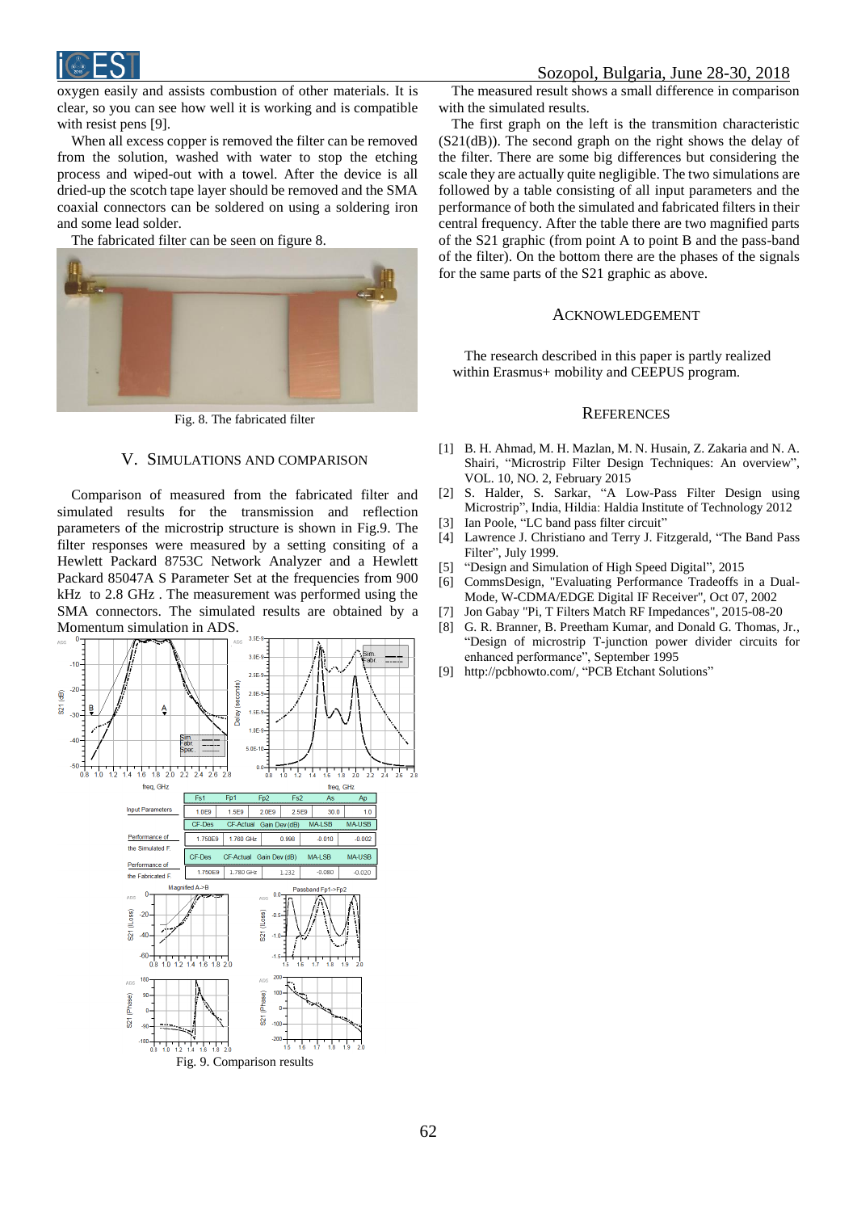oxygen easily and assists combustion of other materials. It is clear, so you can see how well it is working and is compatible with resist pens [9].

When all excess copper is removed the filter can be removed from the solution, washed with water to stop the etching process and wiped-out with a towel. After the device is all dried-up the scotch tape layer should be removed and the SMA coaxial connectors can be soldered on using a soldering iron and some lead solder.

The fabricated filter can be seen on figure 8.

Fig. 8. The fabricated filter

## V. Simulations and Comparison

Comparison of measured from the fabricated filter and simulated results for the transmission and reflection parameters of the microstrip structure is shown in Fig.9. The filter responses were measured by a setting consisting of a Hewlett Packard 8753C Network Analyzer and a Hewlett Packard 85047A S Parameter Set at the frequencies from 900 kHz to 2.8 GHz . The measurement was performed using the SMA connectors. The simulated results are obtained by a Momentum simulation in ADS.

| | Fs1 | Fp1 | Fp2 | Fs2 | As | Ap |
|---|---|---|---|---|---|---|
| Input Parameters | 1.0E9 | 1.5E9 | 2.0E9 | 2.5E9 | 30.0 | 1.0 |
| | CF-Des | CF-Actual | Gain Dev (dB) | MA-LSB | MA-USB | |
| Performance of the Simulated F. | 1.750E9 | 1.760 GHz | 0.998 | -0.010 | -0.002 | |
| | CF-Des | CF-Actual | Gain Dev (dB) | MA-LSB | MA-USB | |
| Performance of the Fabricated F. | 1.750E9 | 1.780 GHz | 1.232 | -0.080 | -0.020 | |

Fig. 9. Comparison results

The measured result shows a small difference in comparison with the simulated results.

The first graph on the left is the transmition characteristic (S21(dB)). The second graph on the right shows the delay of the filter. There are some big differences but considering the scale they are actually quite negligible. The two simulations are followed by a table consisting of all input parameters and the performance of both the simulated and fabricated filters in their central frequency. After the table there are two magnified parts of the S21 graphic (from point A to point B and the pass-band of the filter). On the bottom there are the phases of the signals for the same parts of the S21 graphic as above.

## Acknowledgement

The research described in this paper is partly realized within Erasmus+ mobility and CEEPUS program.

## References

[1] B. H. Ahmad, M. H. Mazlan, M. N. Husain, Z. Zakaria and N. A. Shairi, "Microstrip Filter Design Techniques: An overview", VOL. 10, NO. 2, February 2015

[2] S. Halder, S. Sarkar, "A Low-Pass Filter Design using Microstrip", India, Hildia: Haldia Institute of Technology 2012

[3] Ian Poole, "LC band pass filter circuit"

[4] Lawrence J. Christiano and Terry J. Fitzgerald, "The Band Pass Filter", July 1999.

[5] "Design and Simulation of High Speed Digital", 2015

[6] CommsDesign, "Evaluating Performance Tradeoffs in a Dual-Mode, W-CDMA/EDGE Digital IF Receiver", Oct 07, 2002

[7] Jon Gabay "Pi, T Filters Match RF Impedances", 2015-08-20

[8] G. R. Branner, B. Preetham Kumar, and Donald G. Thomas, Jr., "Design of microstrip T-junction power divider circuits for enhanced performance", September 1995

[9] http://pcbhowto.com/, "PCB Etchant Solutions"